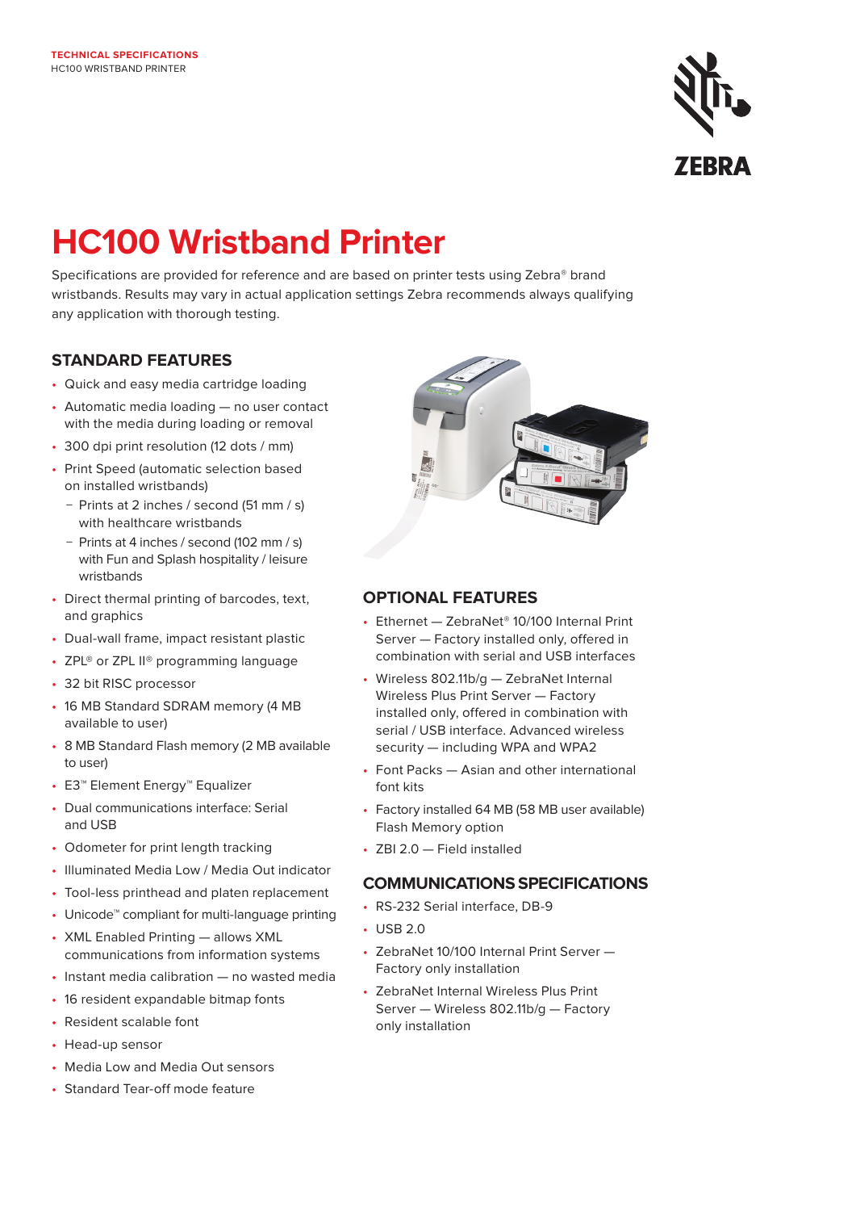TECHNICAL SPECIFICATIONS
HC100 WRISTBAND PRINTER

# HC100 Wristband Printer

Specifications are provided for reference and are based on printer tests using Zebra® brand wristbands. Results may vary in actual application settings Zebra recommends always qualifying any application with thorough testing.

## STANDARD FEATURES

- Quick and easy media cartridge loading
- Automatic media loading — no user contact with the media during loading or removal
- 300 dpi print resolution (12 dots / mm)
- Print Speed (automatic selection based on installed wristbands)
  - Prints at 2 inches / second (51 mm / s) with healthcare wristbands
  - Prints at 4 inches / second (102 mm / s) with Fun and Splash hospitality / leisure wristbands
- Direct thermal printing of barcodes, text, and graphics
- Dual-wall frame, impact resistant plastic
- ZPL® or ZPL II® programming language
- 32 bit RISC processor
- 16 MB Standard SDRAM memory (4 MB available to user)
- 8 MB Standard Flash memory (2 MB available to user)
- E3™ Element Energy™ Equalizer
- Dual communications interface: Serial and USB
- Odometer for print length tracking
- Illuminated Media Low / Media Out indicator
- Tool-less printhead and platen replacement
- Unicode™ compliant for multi-language printing
- XML Enabled Printing — allows XML communications from information systems
- Instant media calibration — no wasted media
- 16 resident expandable bitmap fonts
- Resident scalable font
- Head-up sensor
- Media Low and Media Out sensors
- Standard Tear-off mode feature

## OPTIONAL FEATURES

- Ethernet — ZebraNet® 10/100 Internal Print Server — Factory installed only, offered in combination with serial and USB interfaces
- Wireless 802.11b/g — ZebraNet Internal Wireless Plus Print Server — Factory installed only, offered in combination with serial / USB interface. Advanced wireless security — including WPA and WPA2
- Font Packs — Asian and other international font kits
- Factory installed 64 MB (58 MB user available) Flash Memory option
- ZBI 2.0 — Field installed

## COMMUNICATIONS SPECIFICATIONS

- RS-232 Serial interface, DB-9
- USB 2.0
- ZebraNet 10/100 Internal Print Server — Factory only installation
- ZebraNet Internal Wireless Plus Print Server — Wireless 802.11b/g — Factory only installation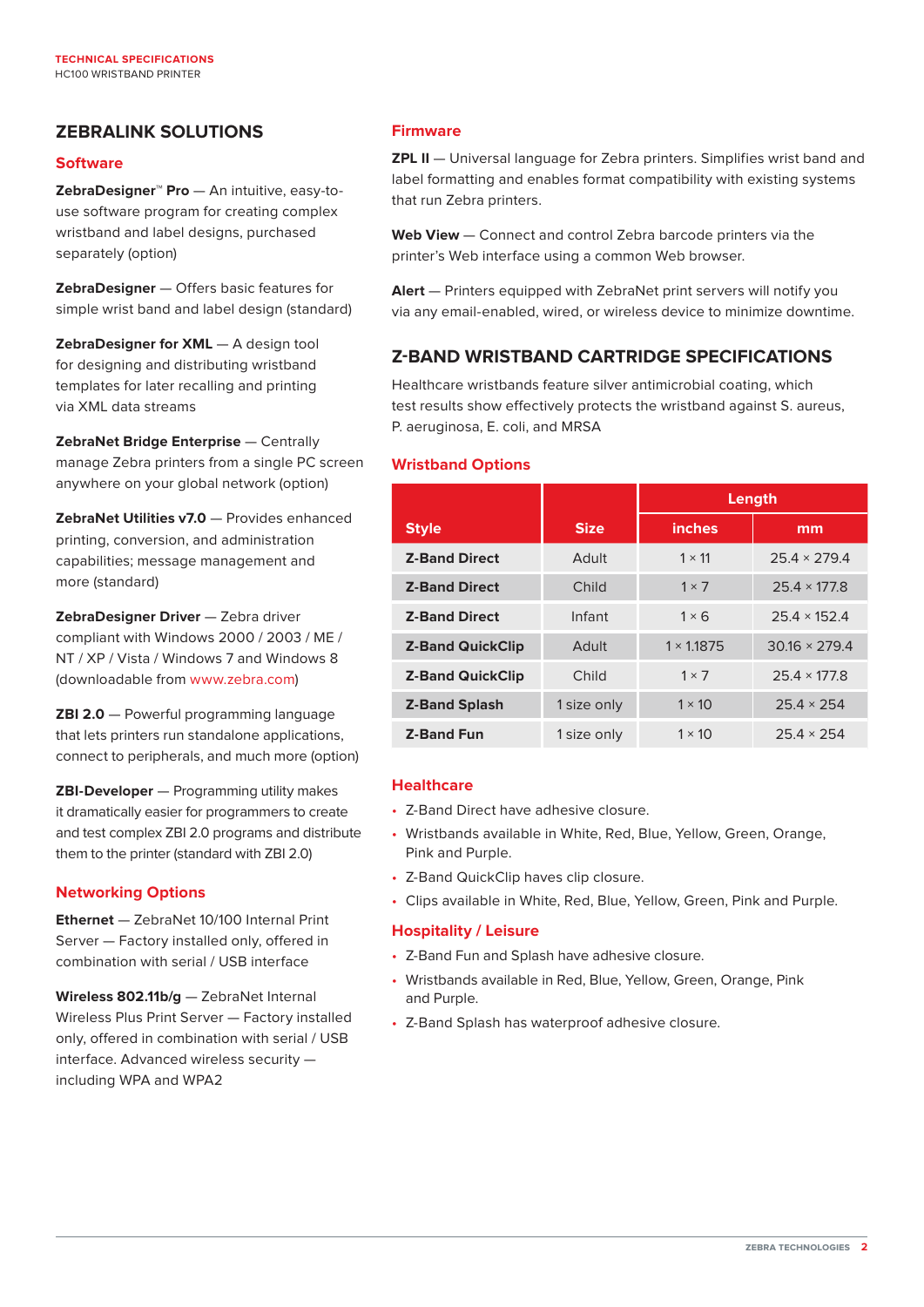## ZEBRALINK SOLUTIONS

### Software

**ZebraDesigner™ Pro** — An intuitive, easy-to-use software program for creating complex wristband and label designs, purchased separately (option)

**ZebraDesigner** — Offers basic features for simple wrist band and label design (standard)

**ZebraDesigner for XML** — A design tool for designing and distributing wristband templates for later recalling and printing via XML data streams

**ZebraNet Bridge Enterprise** — Centrally manage Zebra printers from a single PC screen anywhere on your global network (option)

**ZebraNet Utilities v7.0** — Provides enhanced printing, conversion, and administration capabilities; message management and more (standard)

**ZebraDesigner Driver** — Zebra driver compliant with Windows 2000 / 2003 / ME / NT / XP / Vista / Windows 7 and Windows 8 (downloadable from www.zebra.com)

**ZBI 2.0** — Powerful programming language that lets printers run standalone applications, connect to peripherals, and much more (option)

**ZBI-Developer** — Programming utility makes it dramatically easier for programmers to create and test complex ZBI 2.0 programs and distribute them to the printer (standard with ZBI 2.0)

### Networking Options

**Ethernet** — ZebraNet 10/100 Internal Print Server — Factory installed only, offered in combination with serial / USB interface

**Wireless 802.11b/g** — ZebraNet Internal Wireless Plus Print Server — Factory installed only, offered in combination with serial / USB interface. Advanced wireless security — including WPA and WPA2

### Firmware

**ZPL II** — Universal language for Zebra printers. Simplifies wrist band and label formatting and enables format compatibility with existing systems that run Zebra printers.

**Web View** — Connect and control Zebra barcode printers via the printer's Web interface using a common Web browser.

**Alert** — Printers equipped with ZebraNet print servers will notify you via any email-enabled, wired, or wireless device to minimize downtime.

## Z-BAND WRISTBAND CARTRIDGE SPECIFICATIONS

Healthcare wristbands feature silver antimicrobial coating, which test results show effectively protects the wristband against S. aureus, P. aeruginosa, E. coli, and MRSA

### Wristband Options

| Style | Size | Length | |
|---|---|---|---|
| | | inches | mm |
| **Z-Band Direct** | Adult | 1 × 11 | 25.4 × 279.4 |
| **Z-Band Direct** | Child | 1 × 7 | 25.4 × 177.8 |
| **Z-Band Direct** | Infant | 1 × 6 | 25.4 × 152.4 |
| **Z-Band QuickClip** | Adult | 1 × 1.1875 | 30.16 × 279.4 |
| **Z-Band QuickClip** | Child | 1 × 7 | 25.4 × 177.8 |
| **Z-Band Splash** | 1 size only | 1 × 10 | 25.4 × 254 |
| **Z-Band Fun** | 1 size only | 1 × 10 | 25.4 × 254 |

### Healthcare

- Z-Band Direct have adhesive closure.
- Wristbands available in White, Red, Blue, Yellow, Green, Orange, Pink and Purple.
- Z-Band QuickClip haves clip closure.
- Clips available in White, Red, Blue, Yellow, Green, Pink and Purple.

### Hospitality / Leisure

- Z-Band Fun and Splash have adhesive closure.
- Wristbands available in Red, Blue, Yellow, Green, Orange, Pink and Purple.
- Z-Band Splash has waterproof adhesive closure.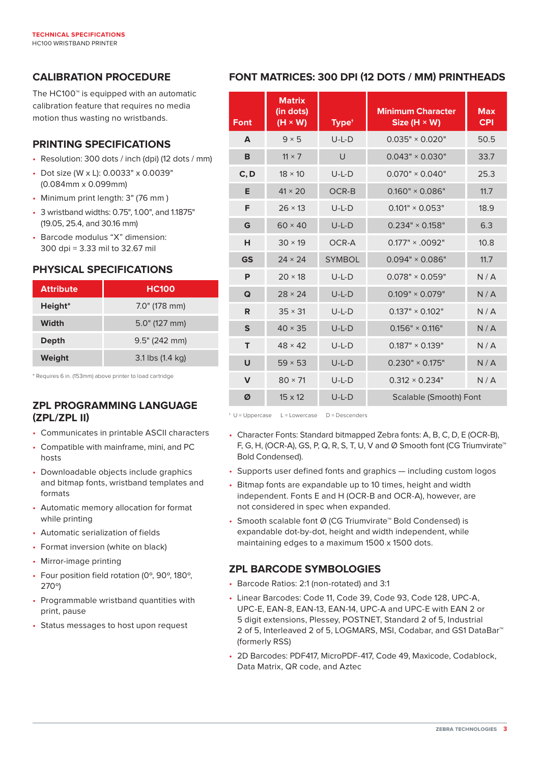## CALIBRATION PROCEDURE

The HC100™ is equipped with an automatic calibration feature that requires no media motion thus wasting no wristbands.

## PRINTING SPECIFICATIONS

- Resolution: 300 dots / inch (dpi) (12 dots / mm)
- Dot size (W x L): 0.0033" x 0.0039" (0.084mm x 0.099mm)
- Minimum print length: 3" (76 mm )
- 3 wristband widths: 0.75", 1.00", and 1.1875" (19.05, 25.4, and 30.16 mm)
- Barcode modulus "X" dimension: 300 dpi = 3.33 mil to 32.67 mil

## PHYSICAL SPECIFICATIONS

| Attribute | HC100 |
|---|---|
| Height* | 7.0" (178 mm) |
| Width | 5.0" (127 mm) |
| Depth | 9.5" (242 mm) |
| Weight | 3.1 lbs (1.4 kg) |

* Requires 6 in. (153mm) above printer to load cartridge

## ZPL PROGRAMMING LANGUAGE (ZPL/ZPL II)

- Communicates in printable ASCII characters
- Compatible with mainframe, mini, and PC hosts
- Downloadable objects include graphics and bitmap fonts, wristband templates and formats
- Automatic memory allocation for format while printing
- Automatic serialization of fields
- Format inversion (white on black)
- Mirror-image printing
- Four position field rotation (0°, 90°, 180°, 270°)
- Programmable wristband quantities with print, pause
- Status messages to host upon request

## FONT MATRICES: 300 DPI (12 DOTS / MM) PRINTHEADS

| Font | Matrix (in dots) (H × W) | Type† | Minimum Character Size (H × W) | Max CPI |
|---|---|---|---|---|
| A | 9 × 5 | U-L-D | 0.035" × 0.020" | 50.5 |
| B | 11 × 7 | U | 0.043" × 0.030" | 33.7 |
| C, D | 18 × 10 | U-L-D | 0.070" × 0.040" | 25.3 |
| E | 41 × 20 | OCR-B | 0.160" × 0.086" | 11.7 |
| F | 26 × 13 | U-L-D | 0.101" × 0.053" | 18.9 |
| G | 60 × 40 | U-L-D | 0.234" × 0.158" | 6.3 |
| H | 30 × 19 | OCR-A | 0.177" × .0092" | 10.8 |
| GS | 24 × 24 | SYMBOL | 0.094" × 0.086" | 11.7 |
| P | 20 × 18 | U-L-D | 0.078" × 0.059" | N / A |
| Q | 28 × 24 | U-L-D | 0.109" × 0.079" | N / A |
| R | 35 × 31 | U-L-D | 0.137" × 0.102" | N / A |
| S | 40 × 35 | U-L-D | 0.156" × 0.116" | N / A |
| T | 48 × 42 | U-L-D | 0.187" × 0.139" | N / A |
| U | 59 × 53 | U-L-D | 0.230" × 0.175" | N / A |
| V | 80 × 71 | U-L-D | 0.312 × 0.234" | N / A |
| Ø | 15 x 12 | U-L-D | Scalable (Smooth) Font | |

† U = Uppercase L = Lowercase D = Descenders

- Character Fonts: Standard bitmapped Zebra fonts: A, B, C, D, E (OCR-B), F, G, H, (OCR-A), GS, P, Q, R, S, T, U, V and Ø Smooth font (CG Triumvirate™ Bold Condensed).
- Supports user defined fonts and graphics — including custom logos
- Bitmap fonts are expandable up to 10 times, height and width independent. Fonts E and H (OCR-B and OCR-A), however, are not considered in spec when expanded.
- Smooth scalable font Ø (CG Triumvirate™ Bold Condensed) is expandable dot-by-dot, height and width independent, while maintaining edges to a maximum 1500 x 1500 dots.

## ZPL BARCODE SYMBOLOGIES

- Barcode Ratios: 2:1 (non-rotated) and 3:1
- Linear Barcodes: Code 11, Code 39, Code 93, Code 128, UPC-A, UPC-E, EAN-8, EAN-13, EAN-14, UPC-A and UPC-E with EAN 2 or 5 digit extensions, Plessey, POSTNET, Standard 2 of 5, Industrial 2 of 5, Interleaved 2 of 5, LOGMARS, MSI, Codabar, and GS1 DataBar™ (formerly RSS)
- 2D Barcodes: PDF417, MicroPDF-417, Code 49, Maxicode, Codablock, Data Matrix, QR code, and Aztec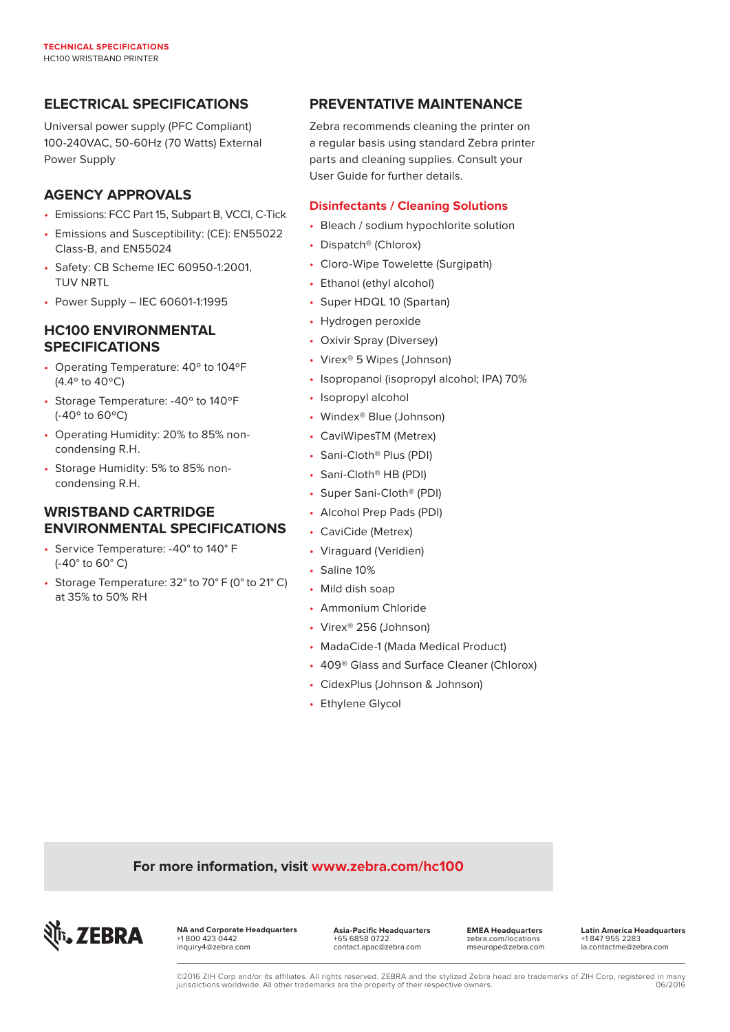## ELECTRICAL SPECIFICATIONS

Universal power supply (PFC Compliant) 100-240VAC, 50-60Hz (70 Watts) External Power Supply

## AGENCY APPROVALS

- Emissions: FCC Part 15, Subpart B, VCCI, C-Tick
- Emissions and Susceptibility: (CE): EN55022 Class-B, and EN55024
- Safety: CB Scheme IEC 60950-1:2001, TUV NRTL
- Power Supply – IEC 60601-1:1995

## HC100 ENVIRONMENTAL SPECIFICATIONS

- Operating Temperature: 40° to 104°F (4.4° to 40°C)
- Storage Temperature: -40° to 140°F (-40° to 60°C)
- Operating Humidity: 20% to 85% non-condensing R.H.
- Storage Humidity: 5% to 85% non-condensing R.H.

## WRISTBAND CARTRIDGE ENVIRONMENTAL SPECIFICATIONS

- Service Temperature: -40° to 140° F (-40° to 60° C)
- Storage Temperature: 32° to 70° F (0° to 21° C) at 35% to 50% RH

## PREVENTATIVE MAINTENANCE

Zebra recommends cleaning the printer on a regular basis using standard Zebra printer parts and cleaning supplies. Consult your User Guide for further details.

### Disinfectants / Cleaning Solutions

- Bleach / sodium hypochlorite solution
- Dispatch® (Chlorox)
- Cloro-Wipe Towelette (Surgipath)
- Ethanol (ethyl alcohol)
- Super HDQL 10 (Spartan)
- Hydrogen peroxide
- Oxivir Spray (Diversey)
- Virex® 5 Wipes (Johnson)
- Isopropanol (isopropyl alcohol; IPA) 70%
- Isopropyl alcohol
- Windex® Blue (Johnson)
- CaviWipesTM (Metrex)
- Sani-Cloth® Plus (PDI)
- Sani-Cloth® HB (PDI)
- Super Sani-Cloth® (PDI)
- Alcohol Prep Pads (PDI)
- CaviCide (Metrex)
- Viraguard (Veridien)
- Saline 10%
- Mild dish soap
- Ammonium Chloride
- Virex® 256 (Johnson)
- MadaCide-1 (Mada Medical Product)
- 409® Glass and Surface Cleaner (Chlorox)
- CidexPlus (Johnson & Johnson)
- Ethylene Glycol

**For more information, visit www.zebra.com/hc100**

**NA and Corporate Headquarters**
+1 800 423 0442
inquiry4@zebra.com

**Asia-Pacific Headquarters**
+65 6858 0722
contact.apac@zebra.com

**EMEA Headquarters**
zebra.com/locations
mseurope@zebra.com

**Latin America Headquarters**
+1 847 955 2283
la.contactme@zebra.com

©2016 ZIH Corp and/or its affiliates. All rights reserved. ZEBRA and the stylized Zebra head are trademarks of ZIH Corp, registered in many jurisdictions worldwide. All other trademarks are the property of their respective owners. 06/2016